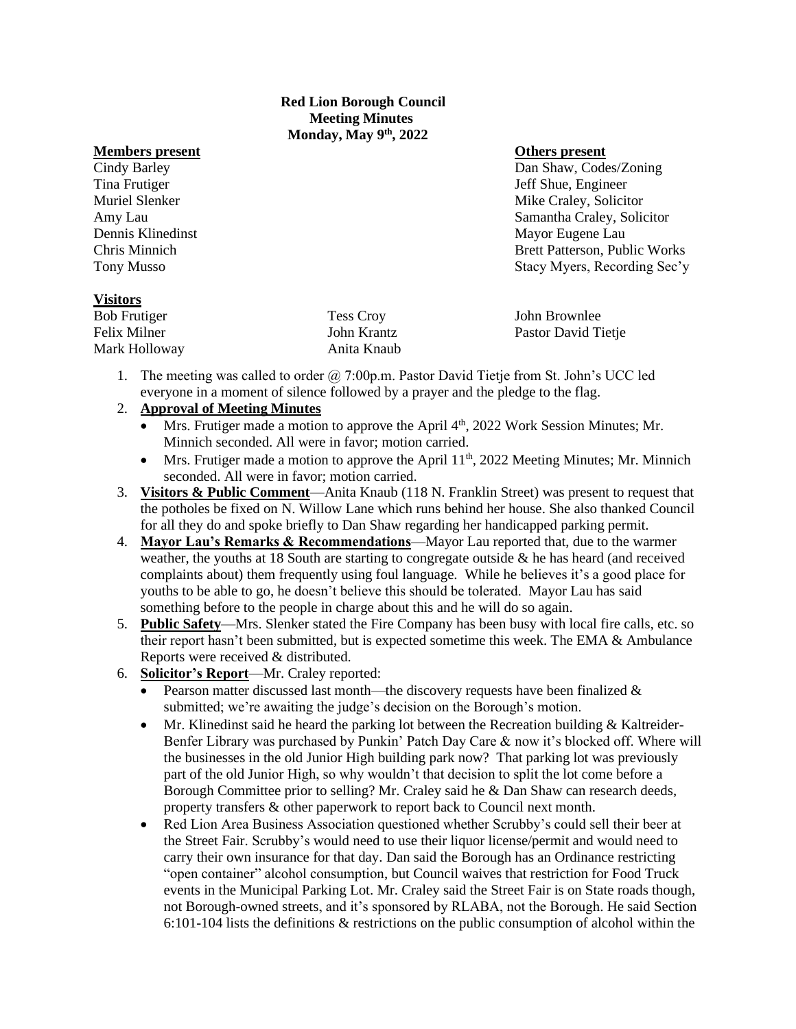**Red Lion Borough Council**
**Meeting Minutes**
**Monday, May 9th, 2022**

| **Members present** | **Others present** |
|---|---|
| Cindy Barley | Dan Shaw, Codes/Zoning |
| Tina Frutiger | Jeff Shue, Engineer |
| Muriel Slenker | Mike Craley, Solicitor |
| Amy Lau | Samantha Craley, Solicitor |
| Dennis Klinedinst | Mayor Eugene Lau |
| Chris Minnich | Brett Patterson, Public Works |
| Tony Musso | Stacy Myers, Recording Sec'y |

**Visitors**

| | | |
|---|---|---|
| Bob Frutiger | Tess Croy | John Brownlee |
| Felix Milner | John Krantz | Pastor David Tietje |
| Mark Holloway | Anita Knaub | |

1. The meeting was called to order @ 7:00p.m. Pastor David Tietje from St. John's UCC led everyone in a moment of silence followed by a prayer and the pledge to the flag.
2. **Approval of Meeting Minutes**
   - Mrs. Frutiger made a motion to approve the April 4th, 2022 Work Session Minutes; Mr. Minnich seconded. All were in favor; motion carried.
   - Mrs. Frutiger made a motion to approve the April 11th, 2022 Meeting Minutes; Mr. Minnich seconded. All were in favor; motion carried.
3. **Visitors & Public Comment**—Anita Knaub (118 N. Franklin Street) was present to request that the potholes be fixed on N. Willow Lane which runs behind her house. She also thanked Council for all they do and spoke briefly to Dan Shaw regarding her handicapped parking permit.
4. **Mayor Lau's Remarks & Recommendations**—Mayor Lau reported that, due to the warmer weather, the youths at 18 South are starting to congregate outside & he has heard (and received complaints about) them frequently using foul language. While he believes it's a good place for youths to be able to go, he doesn't believe this should be tolerated. Mayor Lau has said something before to the people in charge about this and he will do so again.
5. **Public Safety**—Mrs. Slenker stated the Fire Company has been busy with local fire calls, etc. so their report hasn't been submitted, but is expected sometime this week. The EMA & Ambulance Reports were received & distributed.
6. **Solicitor's Report**—Mr. Craley reported:
   - Pearson matter discussed last month—the discovery requests have been finalized & submitted; we're awaiting the judge's decision on the Borough's motion.
   - Mr. Klinedinst said he heard the parking lot between the Recreation building & Kaltreider-Benfer Library was purchased by Punkin' Patch Day Care & now it's blocked off. Where will the businesses in the old Junior High building park now? That parking lot was previously part of the old Junior High, so why wouldn't that decision to split the lot come before a Borough Committee prior to selling? Mr. Craley said he & Dan Shaw can research deeds, property transfers & other paperwork to report back to Council next month.
   - Red Lion Area Business Association questioned whether Scrubby's could sell their beer at the Street Fair. Scrubby's would need to use their liquor license/permit and would need to carry their own insurance for that day. Dan said the Borough has an Ordinance restricting "open container" alcohol consumption, but Council waives that restriction for Food Truck events in the Municipal Parking Lot. Mr. Craley said the Street Fair is on State roads though, not Borough-owned streets, and it's sponsored by RLABA, not the Borough. He said Section 6:101-104 lists the definitions & restrictions on the public consumption of alcohol within the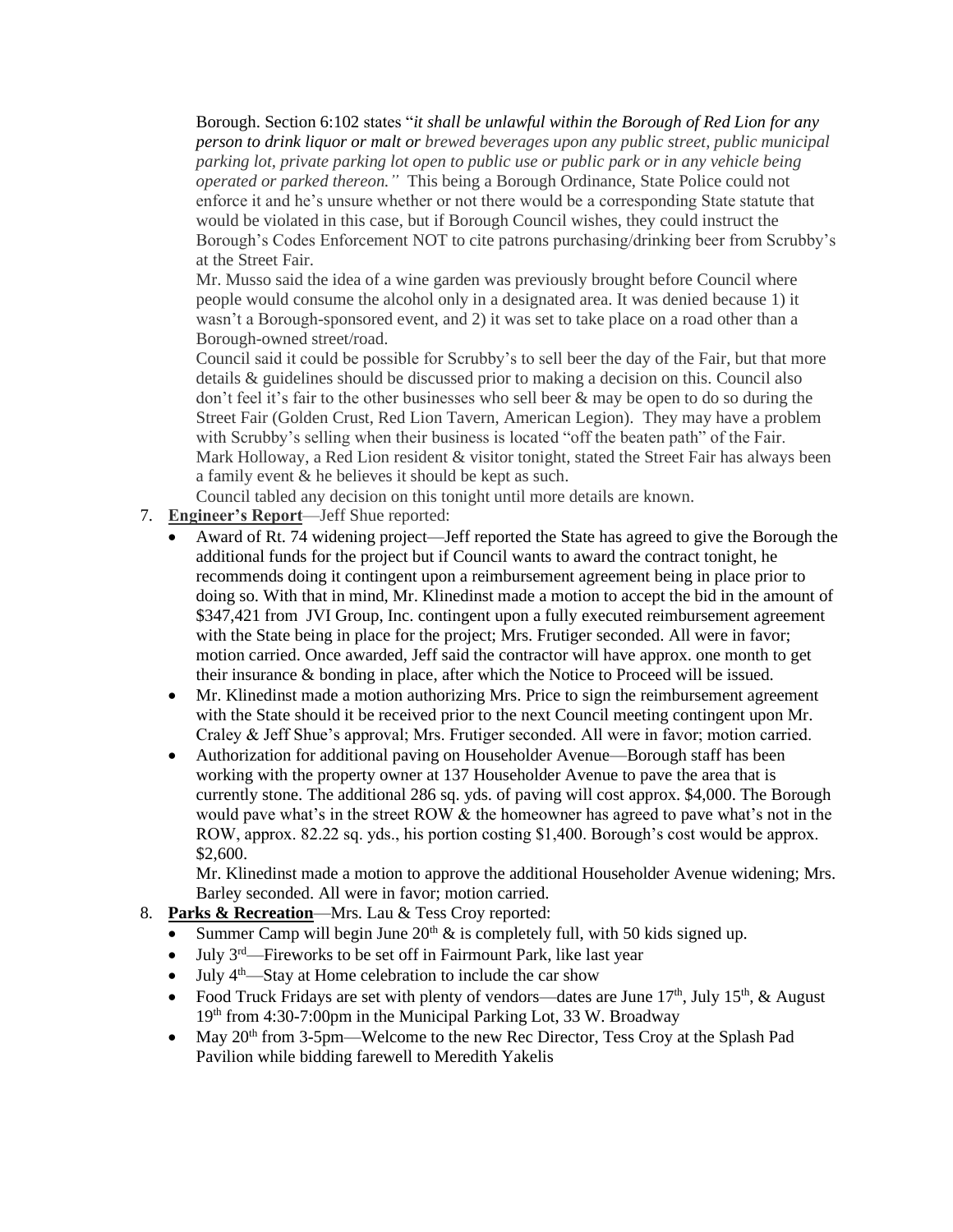Borough. Section 6:102 states "*it shall be unlawful within the Borough of Red Lion for any person to drink liquor or malt or brewed beverages upon any public street, public municipal parking lot, private parking lot open to public use or public park or in any vehicle being operated or parked thereon."* This being a Borough Ordinance, State Police could not enforce it and he's unsure whether or not there would be a corresponding State statute that would be violated in this case, but if Borough Council wishes, they could instruct the Borough's Codes Enforcement NOT to cite patrons purchasing/drinking beer from Scrubby's at the Street Fair.

Mr. Musso said the idea of a wine garden was previously brought before Council where people would consume the alcohol only in a designated area. It was denied because 1) it wasn't a Borough-sponsored event, and 2) it was set to take place on a road other than a Borough-owned street/road.

Council said it could be possible for Scrubby's to sell beer the day of the Fair, but that more details & guidelines should be discussed prior to making a decision on this. Council also don't feel it's fair to the other businesses who sell beer & may be open to do so during the Street Fair (Golden Crust, Red Lion Tavern, American Legion). They may have a problem with Scrubby's selling when their business is located "off the beaten path" of the Fair.

Mark Holloway, a Red Lion resident & visitor tonight, stated the Street Fair has always been a family event & he believes it should be kept as such.

Council tabled any decision on this tonight until more details are known.

7. **Engineer's Report**—Jeff Shue reported:
   - Award of Rt. 74 widening project—Jeff reported the State has agreed to give the Borough the additional funds for the project but if Council wants to award the contract tonight, he recommends doing it contingent upon a reimbursement agreement being in place prior to doing so. With that in mind, Mr. Klinedinst made a motion to accept the bid in the amount of $347,421 from JVI Group, Inc. contingent upon a fully executed reimbursement agreement with the State being in place for the project; Mrs. Frutiger seconded. All were in favor; motion carried. Once awarded, Jeff said the contractor will have approx. one month to get their insurance & bonding in place, after which the Notice to Proceed will be issued.
   - Mr. Klinedinst made a motion authorizing Mrs. Price to sign the reimbursement agreement with the State should it be received prior to the next Council meeting contingent upon Mr. Craley & Jeff Shue's approval; Mrs. Frutiger seconded. All were in favor; motion carried.
   - Authorization for additional paving on Householder Avenue—Borough staff has been working with the property owner at 137 Householder Avenue to pave the area that is currently stone. The additional 286 sq. yds. of paving will cost approx. $4,000. The Borough would pave what's in the street ROW & the homeowner has agreed to pave what's not in the ROW, approx. 82.22 sq. yds., his portion costing $1,400. Borough's cost would be approx. $2,600.

     Mr. Klinedinst made a motion to approve the additional Householder Avenue widening; Mrs. Barley seconded. All were in favor; motion carried.
8. **Parks & Recreation**—Mrs. Lau & Tess Croy reported:
   - Summer Camp will begin June 20th & is completely full, with 50 kids signed up.
   - July 3rd—Fireworks to be set off in Fairmount Park, like last year
   - July 4th—Stay at Home celebration to include the car show
   - Food Truck Fridays are set with plenty of vendors—dates are June 17th, July 15th, & August 19th from 4:30-7:00pm in the Municipal Parking Lot, 33 W. Broadway
   - May 20th from 3-5pm—Welcome to the new Rec Director, Tess Croy at the Splash Pad Pavilion while bidding farewell to Meredith Yakelis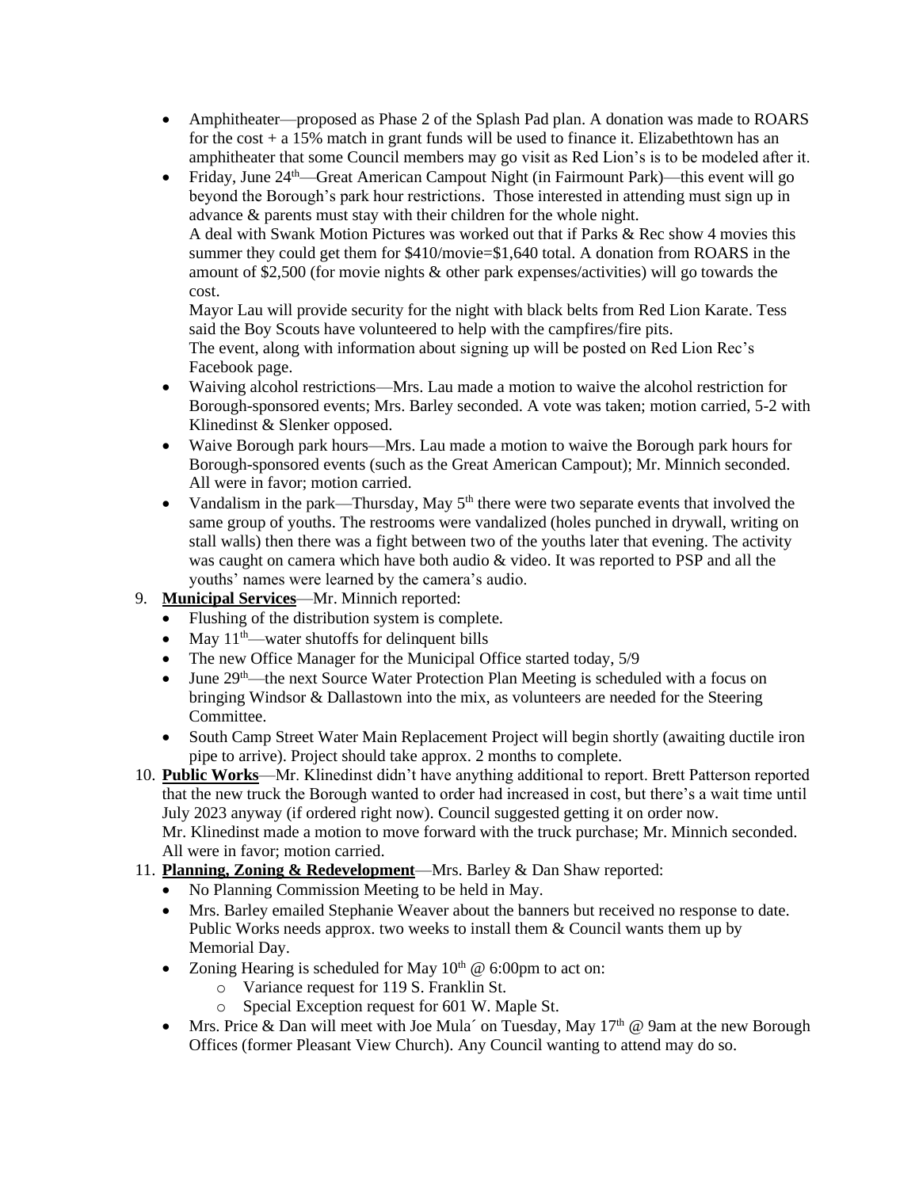- Amphitheater—proposed as Phase 2 of the Splash Pad plan. A donation was made to ROARS for the cost + a 15% match in grant funds will be used to finance it. Elizabethtown has an amphitheater that some Council members may go visit as Red Lion's is to be modeled after it.
- Friday, June 24th—Great American Campout Night (in Fairmount Park)—this event will go beyond the Borough's park hour restrictions. Those interested in attending must sign up in advance & parents must stay with their children for the whole night.
  A deal with Swank Motion Pictures was worked out that if Parks & Rec show 4 movies this summer they could get them for $410/movie=$1,640 total. A donation from ROARS in the amount of $2,500 (for movie nights & other park expenses/activities) will go towards the cost.
  Mayor Lau will provide security for the night with black belts from Red Lion Karate. Tess said the Boy Scouts have volunteered to help with the campfires/fire pits.
  The event, along with information about signing up will be posted on Red Lion Rec's Facebook page.
- Waiving alcohol restrictions—Mrs. Lau made a motion to waive the alcohol restriction for Borough-sponsored events; Mrs. Barley seconded. A vote was taken; motion carried, 5-2 with Klinedinst & Slenker opposed.
- Waive Borough park hours—Mrs. Lau made a motion to waive the Borough park hours for Borough-sponsored events (such as the Great American Campout); Mr. Minnich seconded. All were in favor; motion carried.
- Vandalism in the park—Thursday, May 5th there were two separate events that involved the same group of youths. The restrooms were vandalized (holes punched in drywall, writing on stall walls) then there was a fight between two of the youths later that evening. The activity was caught on camera which have both audio & video. It was reported to PSP and all the youths' names were learned by the camera's audio.

9. **Municipal Services**—Mr. Minnich reported:
   - Flushing of the distribution system is complete.
   - May 11th—water shutoffs for delinquent bills
   - The new Office Manager for the Municipal Office started today, 5/9
   - June 29th—the next Source Water Protection Plan Meeting is scheduled with a focus on bringing Windsor & Dallastown into the mix, as volunteers are needed for the Steering Committee.
   - South Camp Street Water Main Replacement Project will begin shortly (awaiting ductile iron pipe to arrive). Project should take approx. 2 months to complete.
10. **Public Works**—Mr. Klinedinst didn't have anything additional to report. Brett Patterson reported that the new truck the Borough wanted to order had increased in cost, but there's a wait time until July 2023 anyway (if ordered right now). Council suggested getting it on order now.
    Mr. Klinedinst made a motion to move forward with the truck purchase; Mr. Minnich seconded. All were in favor; motion carried.
11. **Planning, Zoning & Redevelopment**—Mrs. Barley & Dan Shaw reported:
    - No Planning Commission Meeting to be held in May.
    - Mrs. Barley emailed Stephanie Weaver about the banners but received no response to date. Public Works needs approx. two weeks to install them & Council wants them up by Memorial Day.
    - Zoning Hearing is scheduled for May 10th @ 6:00pm to act on:
      - Variance request for 119 S. Franklin St.
      - Special Exception request for 601 W. Maple St.
    - Mrs. Price & Dan will meet with Joe Mula´ on Tuesday, May 17th @ 9am at the new Borough Offices (former Pleasant View Church). Any Council wanting to attend may do so.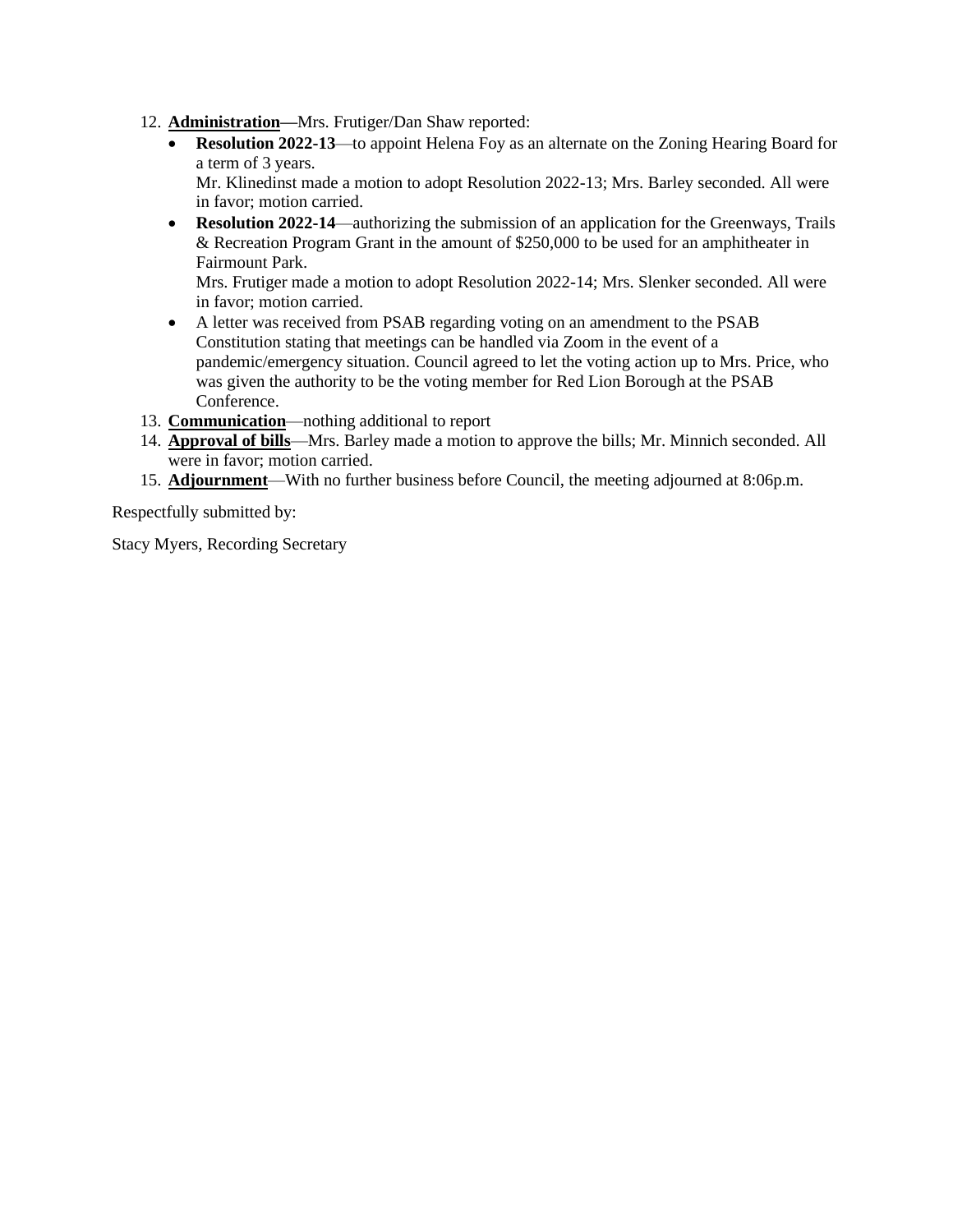12. **Administration—**Mrs. Frutiger/Dan Shaw reported:
    - **Resolution 2022-13**—to appoint Helena Foy as an alternate on the Zoning Hearing Board for a term of 3 years.
      Mr. Klinedinst made a motion to adopt Resolution 2022-13; Mrs. Barley seconded. All were in favor; motion carried.
    - **Resolution 2022-14**—authorizing the submission of an application for the Greenways, Trails & Recreation Program Grant in the amount of $250,000 to be used for an amphitheater in Fairmount Park.
      Mrs. Frutiger made a motion to adopt Resolution 2022-14; Mrs. Slenker seconded. All were in favor; motion carried.
    - A letter was received from PSAB regarding voting on an amendment to the PSAB Constitution stating that meetings can be handled via Zoom in the event of a pandemic/emergency situation. Council agreed to let the voting action up to Mrs. Price, who was given the authority to be the voting member for Red Lion Borough at the PSAB Conference.
13. **Communication**—nothing additional to report
14. **Approval of bills**—Mrs. Barley made a motion to approve the bills; Mr. Minnich seconded. All were in favor; motion carried.
15. **Adjournment**—With no further business before Council, the meeting adjourned at 8:06p.m.

Respectfully submitted by:

Stacy Myers, Recording Secretary